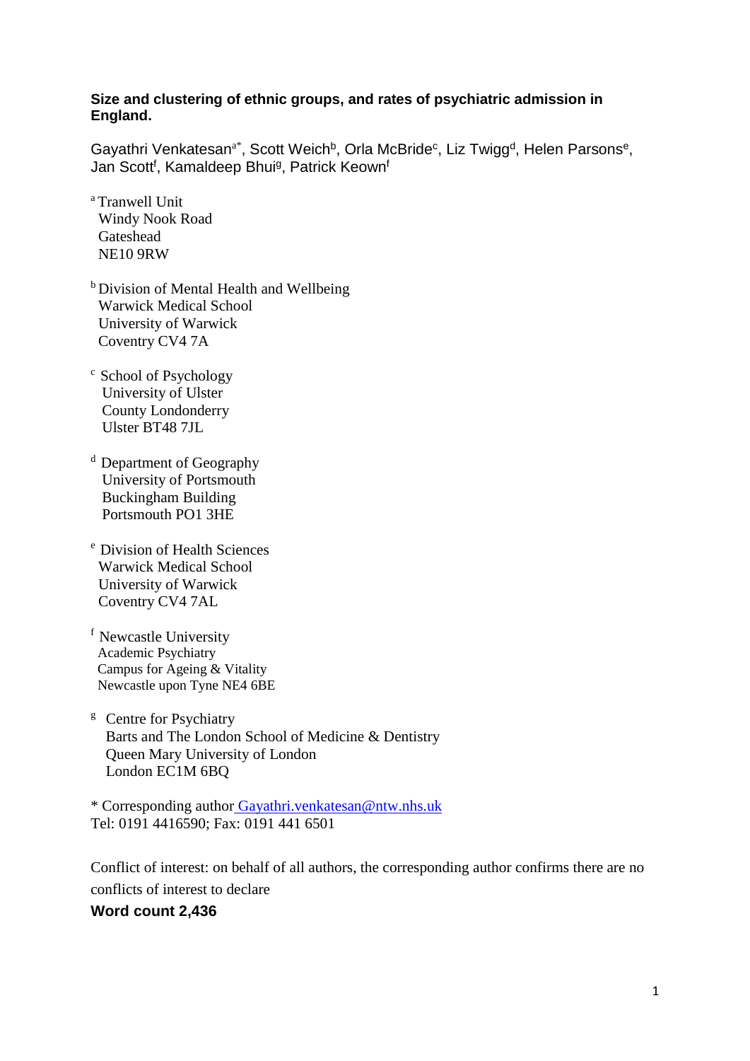**Size and clustering of ethnic groups, and rates of psychiatric admission in England.**

Gayathri Venkatesan[a*], Scott Weich[b], Orla McBride[c], Liz Twigg[d], Helen Parsons[e], Jan Scott[f], Kamaldeep Bhui[g], Patrick Keown[f]

[a] Tranwell Unit
Windy Nook Road
Gateshead
NE10 9RW

[b] Division of Mental Health and Wellbeing
Warwick Medical School
University of Warwick
Coventry CV4 7A

[c] School of Psychology
University of Ulster
County Londonderry
Ulster BT48 7JL

[d] Department of Geography
University of Portsmouth
Buckingham Building
Portsmouth PO1 3HE

[e] Division of Health Sciences
Warwick Medical School
University of Warwick
Coventry CV4 7AL

[f] Newcastle University
Academic Psychiatry
Campus for Ageing & Vitality
Newcastle upon Tyne NE4 6BE

[g] Centre for Psychiatry
Barts and The London School of Medicine & Dentistry
Queen Mary University of London
London EC1M 6BQ

* Corresponding author Gayathri.venkatesan@ntw.nhs.uk
Tel: 0191 4416590; Fax: 0191 441 6501

Conflict of interest: on behalf of all authors, the corresponding author confirms there are no conflicts of interest to declare

**Word count 2,436**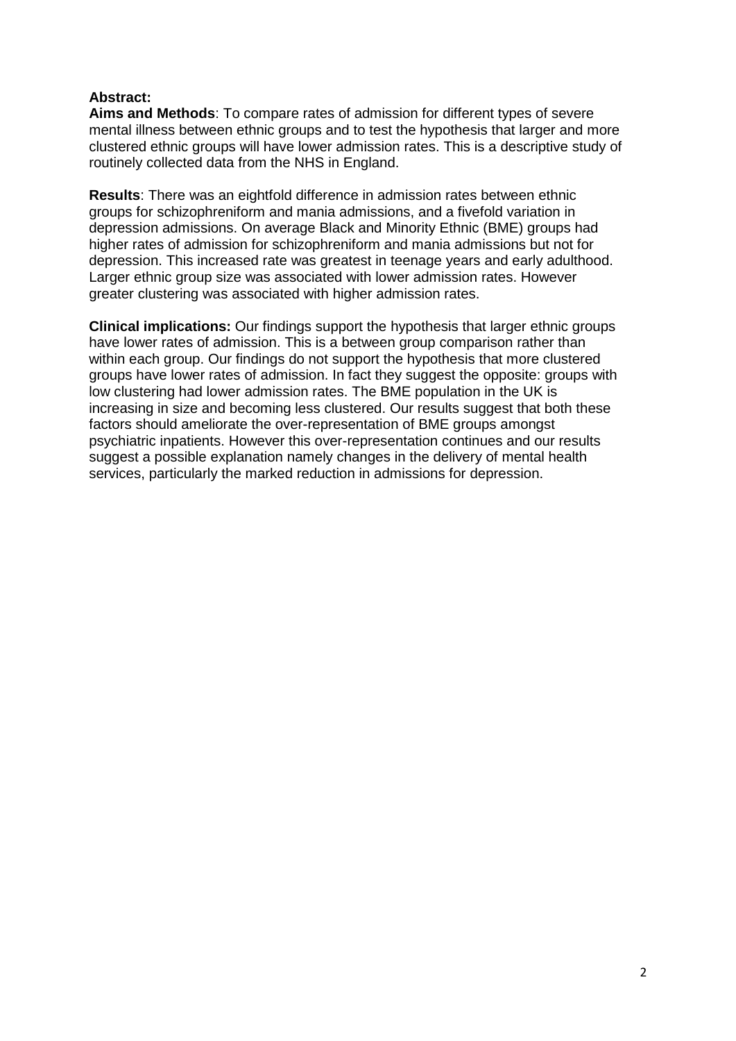**Abstract:**

**Aims and Methods**: To compare rates of admission for different types of severe mental illness between ethnic groups and to test the hypothesis that larger and more clustered ethnic groups will have lower admission rates. This is a descriptive study of routinely collected data from the NHS in England.

**Results**: There was an eightfold difference in admission rates between ethnic groups for schizophreniform and mania admissions, and a fivefold variation in depression admissions. On average Black and Minority Ethnic (BME) groups had higher rates of admission for schizophreniform and mania admissions but not for depression. This increased rate was greatest in teenage years and early adulthood. Larger ethnic group size was associated with lower admission rates. However greater clustering was associated with higher admission rates.

**Clinical implications:** Our findings support the hypothesis that larger ethnic groups have lower rates of admission. This is a between group comparison rather than within each group. Our findings do not support the hypothesis that more clustered groups have lower rates of admission. In fact they suggest the opposite: groups with low clustering had lower admission rates. The BME population in the UK is increasing in size and becoming less clustered. Our results suggest that both these factors should ameliorate the over-representation of BME groups amongst psychiatric inpatients. However this over-representation continues and our results suggest a possible explanation namely changes in the delivery of mental health services, particularly the marked reduction in admissions for depression.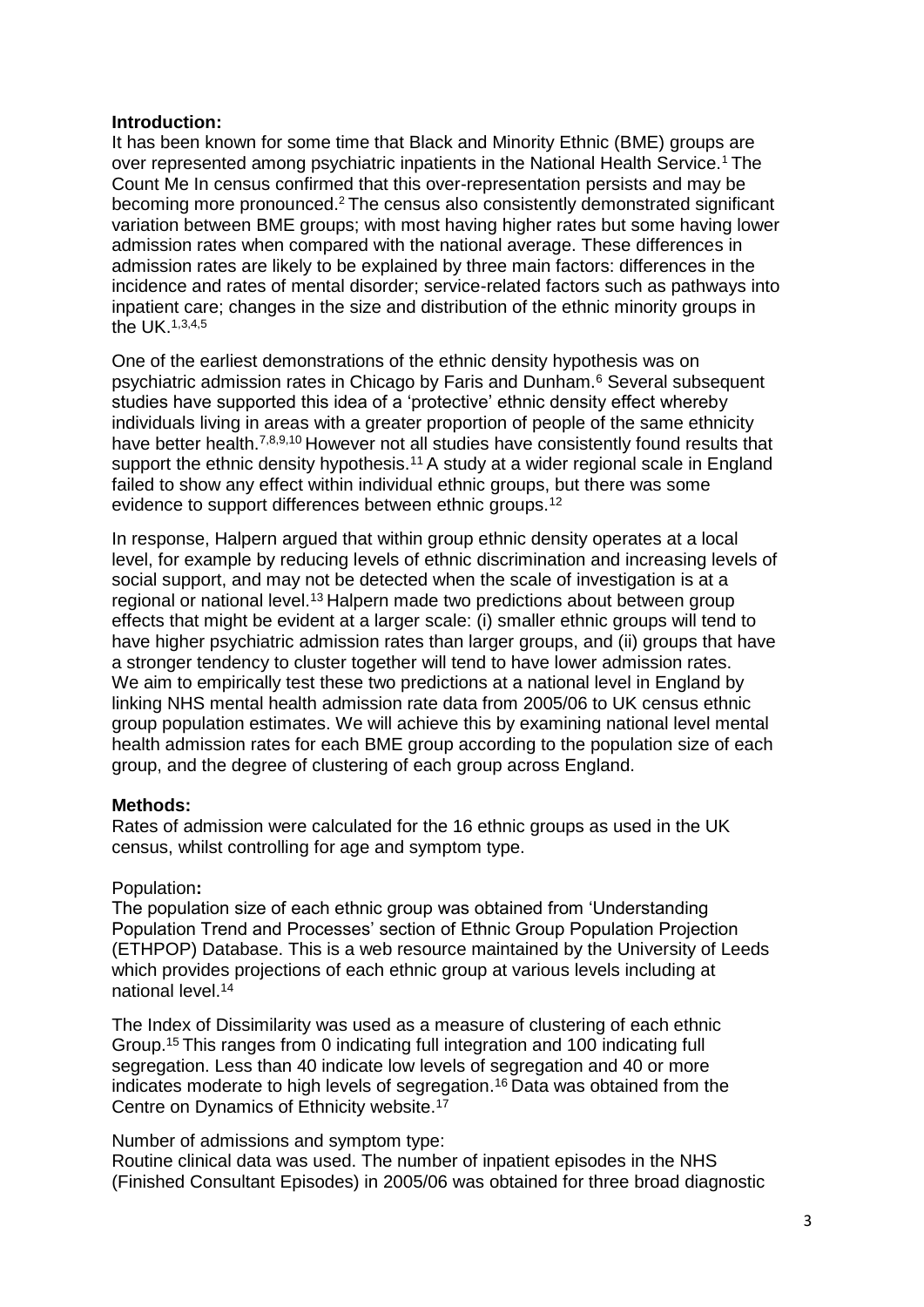**Introduction:**

It has been known for some time that Black and Minority Ethnic (BME) groups are over represented among psychiatric inpatients in the National Health Service.[1] The Count Me In census confirmed that this over-representation persists and may be becoming more pronounced.[2] The census also consistently demonstrated significant variation between BME groups; with most having higher rates but some having lower admission rates when compared with the national average. These differences in admission rates are likely to be explained by three main factors: differences in the incidence and rates of mental disorder; service-related factors such as pathways into inpatient care; changes in the size and distribution of the ethnic minority groups in the UK.[1,3,4,5]

One of the earliest demonstrations of the ethnic density hypothesis was on psychiatric admission rates in Chicago by Faris and Dunham.[6] Several subsequent studies have supported this idea of a 'protective' ethnic density effect whereby individuals living in areas with a greater proportion of people of the same ethnicity have better health.[7,8,9,10] However not all studies have consistently found results that support the ethnic density hypothesis.[11] A study at a wider regional scale in England failed to show any effect within individual ethnic groups, but there was some evidence to support differences between ethnic groups.[12]

In response, Halpern argued that within group ethnic density operates at a local level, for example by reducing levels of ethnic discrimination and increasing levels of social support, and may not be detected when the scale of investigation is at a regional or national level.[13] Halpern made two predictions about between group effects that might be evident at a larger scale: (i) smaller ethnic groups will tend to have higher psychiatric admission rates than larger groups, and (ii) groups that have a stronger tendency to cluster together will tend to have lower admission rates. We aim to empirically test these two predictions at a national level in England by linking NHS mental health admission rate data from 2005/06 to UK census ethnic group population estimates. We will achieve this by examining national level mental health admission rates for each BME group according to the population size of each group, and the degree of clustering of each group across England.

**Methods:**

Rates of admission were calculated for the 16 ethnic groups as used in the UK census, whilst controlling for age and symptom type.

Population**:**

The population size of each ethnic group was obtained from 'Understanding Population Trend and Processes' section of Ethnic Group Population Projection (ETHPOP) Database. This is a web resource maintained by the University of Leeds which provides projections of each ethnic group at various levels including at national level.[14]

The Index of Dissimilarity was used as a measure of clustering of each ethnic Group.[15] This ranges from 0 indicating full integration and 100 indicating full segregation. Less than 40 indicate low levels of segregation and 40 or more indicates moderate to high levels of segregation.[16] Data was obtained from the Centre on Dynamics of Ethnicity website.[17]

Number of admissions and symptom type:

Routine clinical data was used. The number of inpatient episodes in the NHS (Finished Consultant Episodes) in 2005/06 was obtained for three broad diagnostic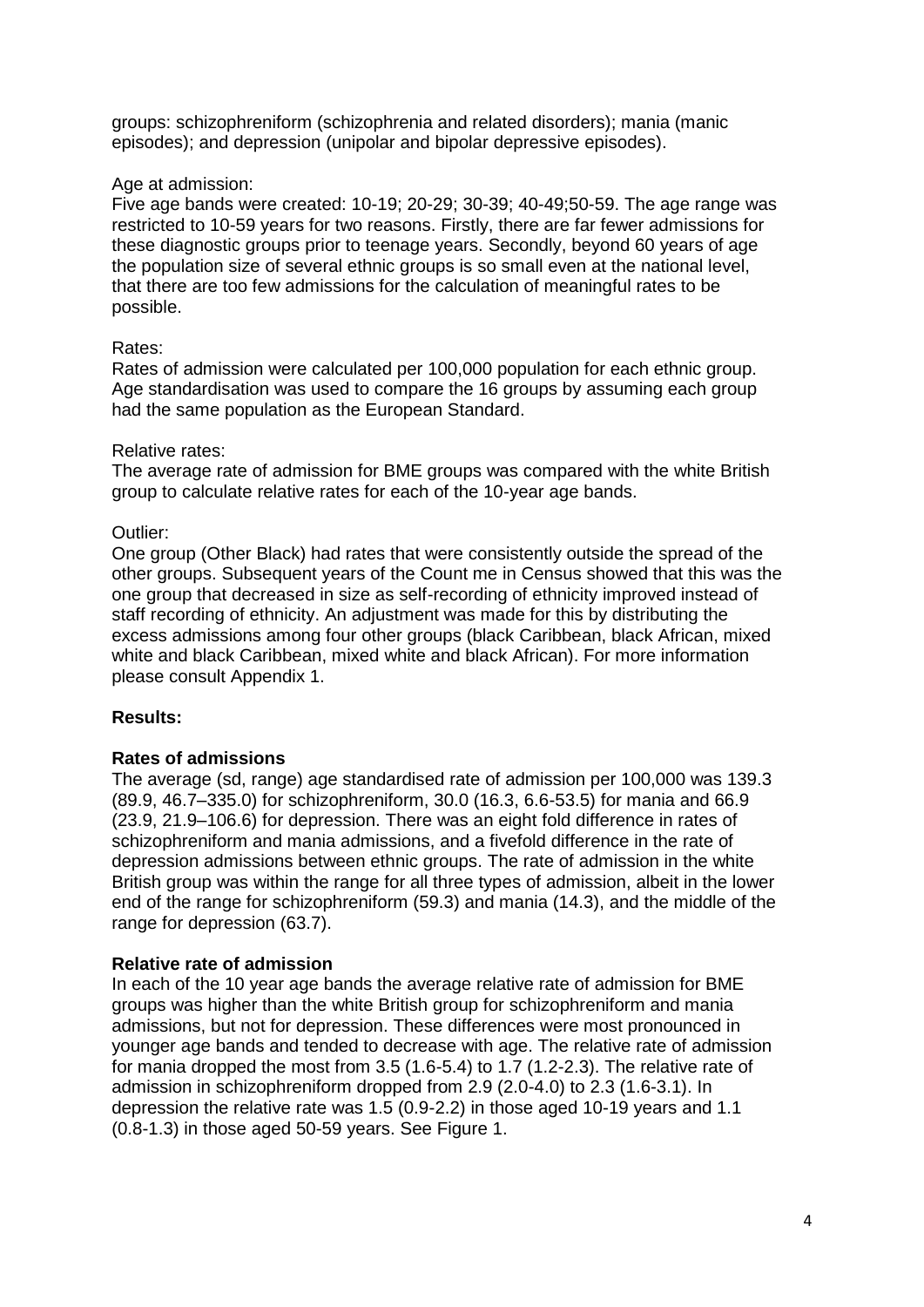groups: schizophreniform (schizophrenia and related disorders); mania (manic episodes); and depression (unipolar and bipolar depressive episodes).

Age at admission:
Five age bands were created: 10-19; 20-29; 30-39; 40-49;50-59. The age range was restricted to 10-59 years for two reasons. Firstly, there are far fewer admissions for these diagnostic groups prior to teenage years. Secondly, beyond 60 years of age the population size of several ethnic groups is so small even at the national level, that there are too few admissions for the calculation of meaningful rates to be possible.

Rates:
Rates of admission were calculated per 100,000 population for each ethnic group. Age standardisation was used to compare the 16 groups by assuming each group had the same population as the European Standard.

Relative rates:
The average rate of admission for BME groups was compared with the white British group to calculate relative rates for each of the 10-year age bands.

Outlier:
One group (Other Black) had rates that were consistently outside the spread of the other groups. Subsequent years of the Count me in Census showed that this was the one group that decreased in size as self-recording of ethnicity improved instead of staff recording of ethnicity. An adjustment was made for this by distributing the excess admissions among four other groups (black Caribbean, black African, mixed white and black Caribbean, mixed white and black African). For more information please consult Appendix 1.

**Results:**

**Rates of admissions**
The average (sd, range) age standardised rate of admission per 100,000 was 139.3 (89.9, 46.7–335.0) for schizophreniform, 30.0 (16.3, 6.6-53.5) for mania and 66.9 (23.9, 21.9–106.6) for depression. There was an eight fold difference in rates of schizophreniform and mania admissions, and a fivefold difference in the rate of depression admissions between ethnic groups. The rate of admission in the white British group was within the range for all three types of admission, albeit in the lower end of the range for schizophreniform (59.3) and mania (14.3), and the middle of the range for depression (63.7).

**Relative rate of admission**
In each of the 10 year age bands the average relative rate of admission for BME groups was higher than the white British group for schizophreniform and mania admissions, but not for depression. These differences were most pronounced in younger age bands and tended to decrease with age. The relative rate of admission for mania dropped the most from 3.5 (1.6-5.4) to 1.7 (1.2-2.3). The relative rate of admission in schizophreniform dropped from 2.9 (2.0-4.0) to 2.3 (1.6-3.1). In depression the relative rate was 1.5 (0.9-2.2) in those aged 10-19 years and 1.1 (0.8-1.3) in those aged 50-59 years. See Figure 1.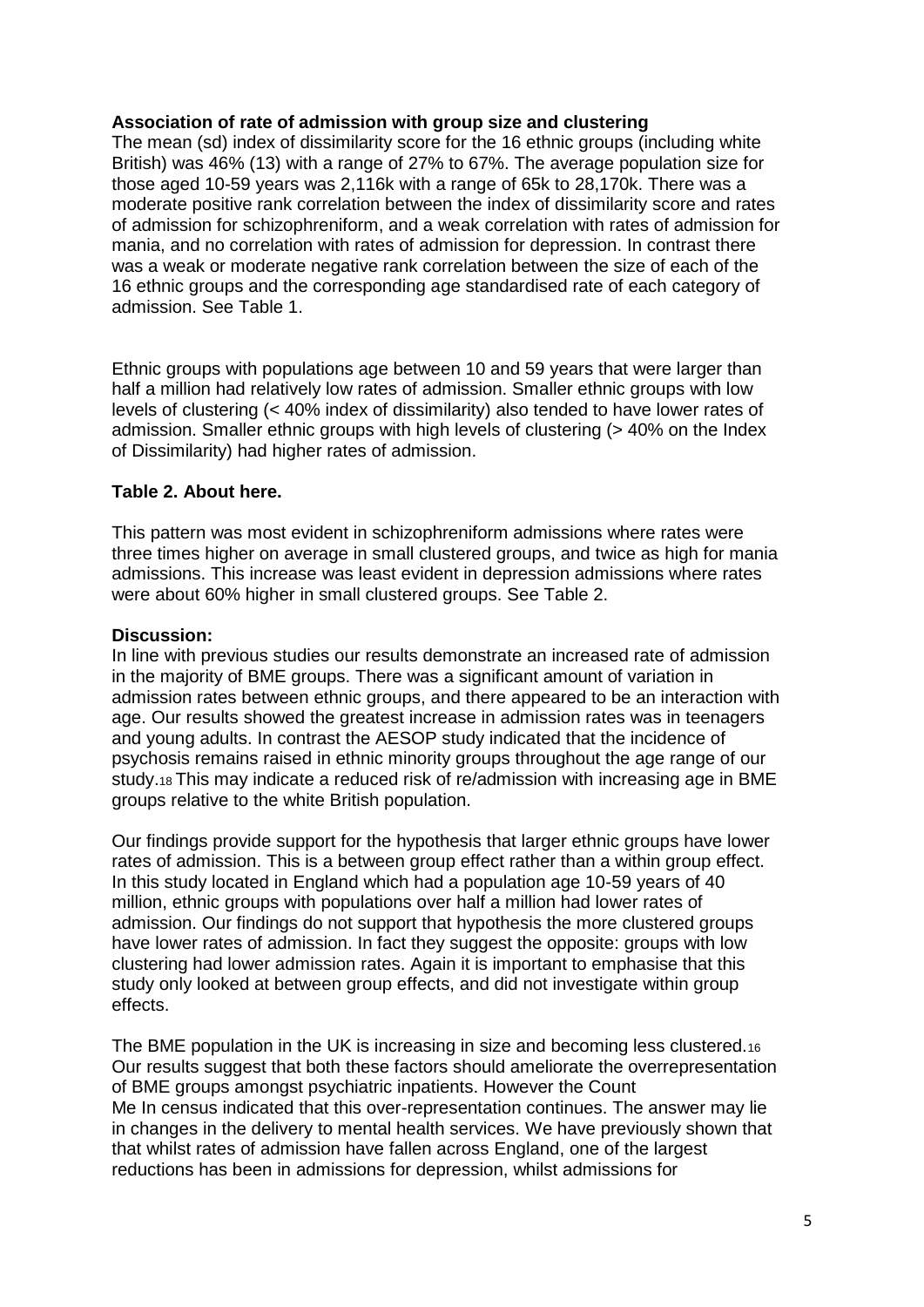**Association of rate of admission with group size and clustering**

The mean (sd) index of dissimilarity score for the 16 ethnic groups (including white British) was 46% (13) with a range of 27% to 67%. The average population size for those aged 10-59 years was 2,116k with a range of 65k to 28,170k. There was a moderate positive rank correlation between the index of dissimilarity score and rates of admission for schizophreniform, and a weak correlation with rates of admission for mania, and no correlation with rates of admission for depression. In contrast there was a weak or moderate negative rank correlation between the size of each of the 16 ethnic groups and the corresponding age standardised rate of each category of admission. See Table 1.

Ethnic groups with populations age between 10 and 59 years that were larger than half a million had relatively low rates of admission. Smaller ethnic groups with low levels of clustering (< 40% index of dissimilarity) also tended to have lower rates of admission. Smaller ethnic groups with high levels of clustering (> 40% on the Index of Dissimilarity) had higher rates of admission.

**Table 2. About here.**

This pattern was most evident in schizophreniform admissions where rates were three times higher on average in small clustered groups, and twice as high for mania admissions. This increase was least evident in depression admissions where rates were about 60% higher in small clustered groups. See Table 2.

**Discussion:**

In line with previous studies our results demonstrate an increased rate of admission in the majority of BME groups. There was a significant amount of variation in admission rates between ethnic groups, and there appeared to be an interaction with age. Our results showed the greatest increase in admission rates was in teenagers and young adults. In contrast the AESOP study indicated that the incidence of psychosis remains raised in ethnic minority groups throughout the age range of our study.[18] This may indicate a reduced risk of re/admission with increasing age in BME groups relative to the white British population.

Our findings provide support for the hypothesis that larger ethnic groups have lower rates of admission. This is a between group effect rather than a within group effect. In this study located in England which had a population age 10-59 years of 40 million, ethnic groups with populations over half a million had lower rates of admission. Our findings do not support that hypothesis the more clustered groups have lower rates of admission. In fact they suggest the opposite: groups with low clustering had lower admission rates. Again it is important to emphasise that this study only looked at between group effects, and did not investigate within group effects.

The BME population in the UK is increasing in size and becoming less clustered.[16] Our results suggest that both these factors should ameliorate the overrepresentation of BME groups amongst psychiatric inpatients. However the Count Me In census indicated that this over-representation continues. The answer may lie in changes in the delivery to mental health services. We have previously shown that that whilst rates of admission have fallen across England, one of the largest reductions has been in admissions for depression, whilst admissions for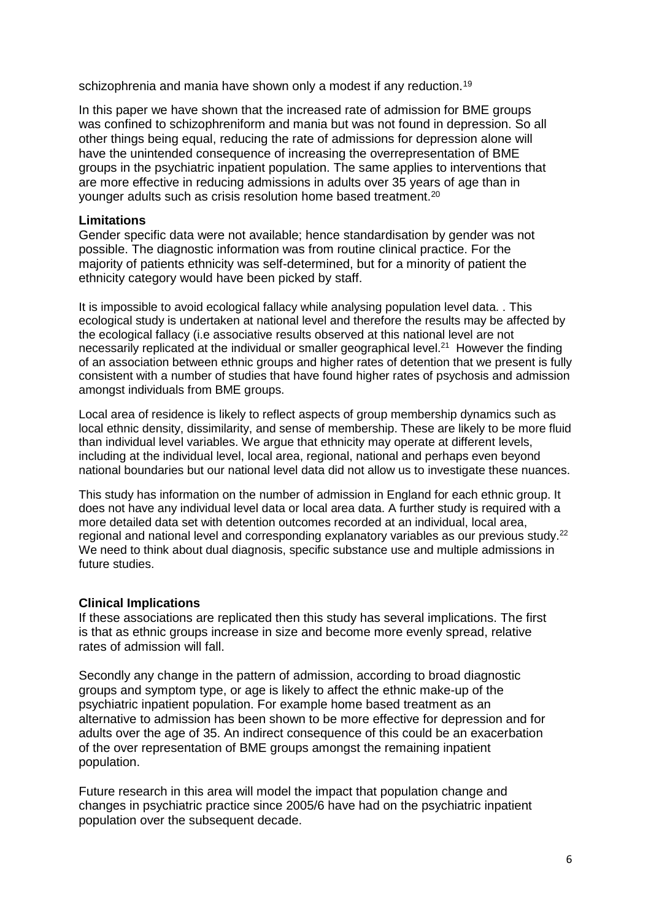schizophrenia and mania have shown only a modest if any reduction.[19]

In this paper we have shown that the increased rate of admission for BME groups was confined to schizophreniform and mania but was not found in depression. So all other things being equal, reducing the rate of admissions for depression alone will have the unintended consequence of increasing the overrepresentation of BME groups in the psychiatric inpatient population. The same applies to interventions that are more effective in reducing admissions in adults over 35 years of age than in younger adults such as crisis resolution home based treatment.[20]

**Limitations**

Gender specific data were not available; hence standardisation by gender was not possible. The diagnostic information was from routine clinical practice. For the majority of patients ethnicity was self-determined, but for a minority of patient the ethnicity category would have been picked by staff.

It is impossible to avoid ecological fallacy while analysing population level data. . This ecological study is undertaken at national level and therefore the results may be affected by the ecological fallacy (i.e associative results observed at this national level are not necessarily replicated at the individual or smaller geographical level.[21] However the finding of an association between ethnic groups and higher rates of detention that we present is fully consistent with a number of studies that have found higher rates of psychosis and admission amongst individuals from BME groups.

Local area of residence is likely to reflect aspects of group membership dynamics such as local ethnic density, dissimilarity, and sense of membership. These are likely to be more fluid than individual level variables. We argue that ethnicity may operate at different levels, including at the individual level, local area, regional, national and perhaps even beyond national boundaries but our national level data did not allow us to investigate these nuances.

This study has information on the number of admission in England for each ethnic group. It does not have any individual level data or local area data. A further study is required with a more detailed data set with detention outcomes recorded at an individual, local area, regional and national level and corresponding explanatory variables as our previous study.[22] We need to think about dual diagnosis, specific substance use and multiple admissions in future studies.

**Clinical Implications**

If these associations are replicated then this study has several implications. The first is that as ethnic groups increase in size and become more evenly spread, relative rates of admission will fall.

Secondly any change in the pattern of admission, according to broad diagnostic groups and symptom type, or age is likely to affect the ethnic make-up of the psychiatric inpatient population. For example home based treatment as an alternative to admission has been shown to be more effective for depression and for adults over the age of 35. An indirect consequence of this could be an exacerbation of the over representation of BME groups amongst the remaining inpatient population.

Future research in this area will model the impact that population change and changes in psychiatric practice since 2005/6 have had on the psychiatric inpatient population over the subsequent decade.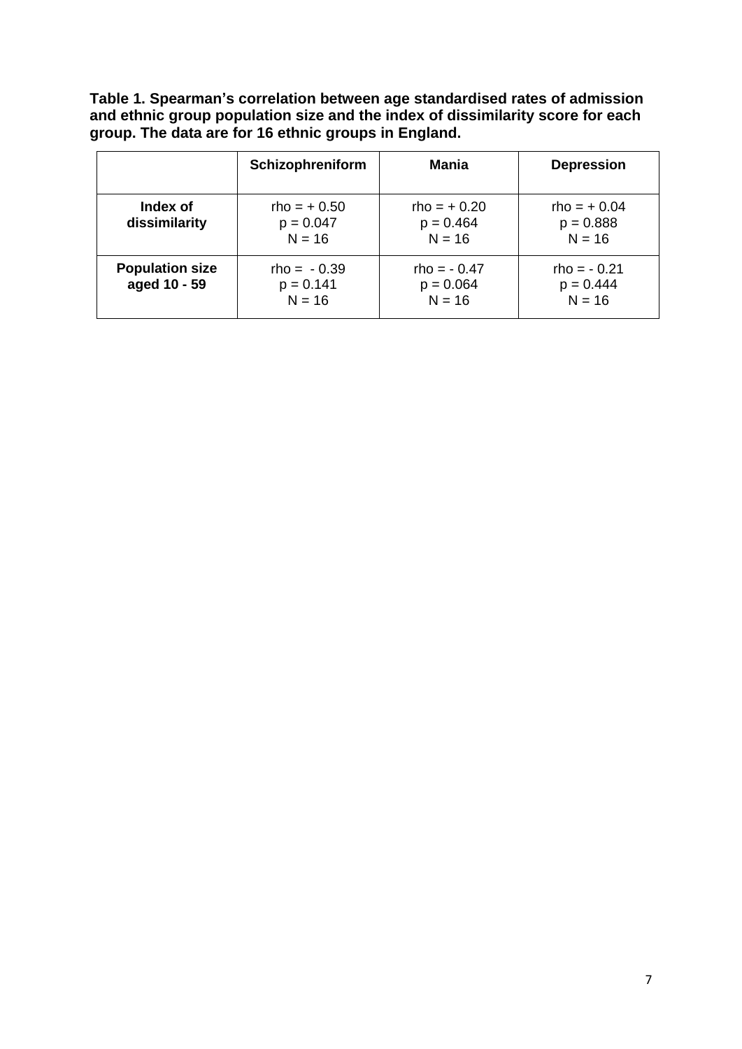**Table 1. Spearman's correlation between age standardised rates of admission and ethnic group population size and the index of dissimilarity score for each group. The data are for 16 ethnic groups in England.**

| | **Schizophreniform** | **Mania** | **Depression** |
|---|---|---|---|
| **Index of dissimilarity** | rho = + 0.50<br>p = 0.047<br>N = 16 | rho = + 0.20<br>p = 0.464<br>N = 16 | rho = + 0.04<br>p = 0.888<br>N = 16 |
| **Population size aged 10 - 59** | rho = - 0.39<br>p = 0.141<br>N = 16 | rho = - 0.47<br>p = 0.064<br>N = 16 | rho = - 0.21<br>p = 0.444<br>N = 16 |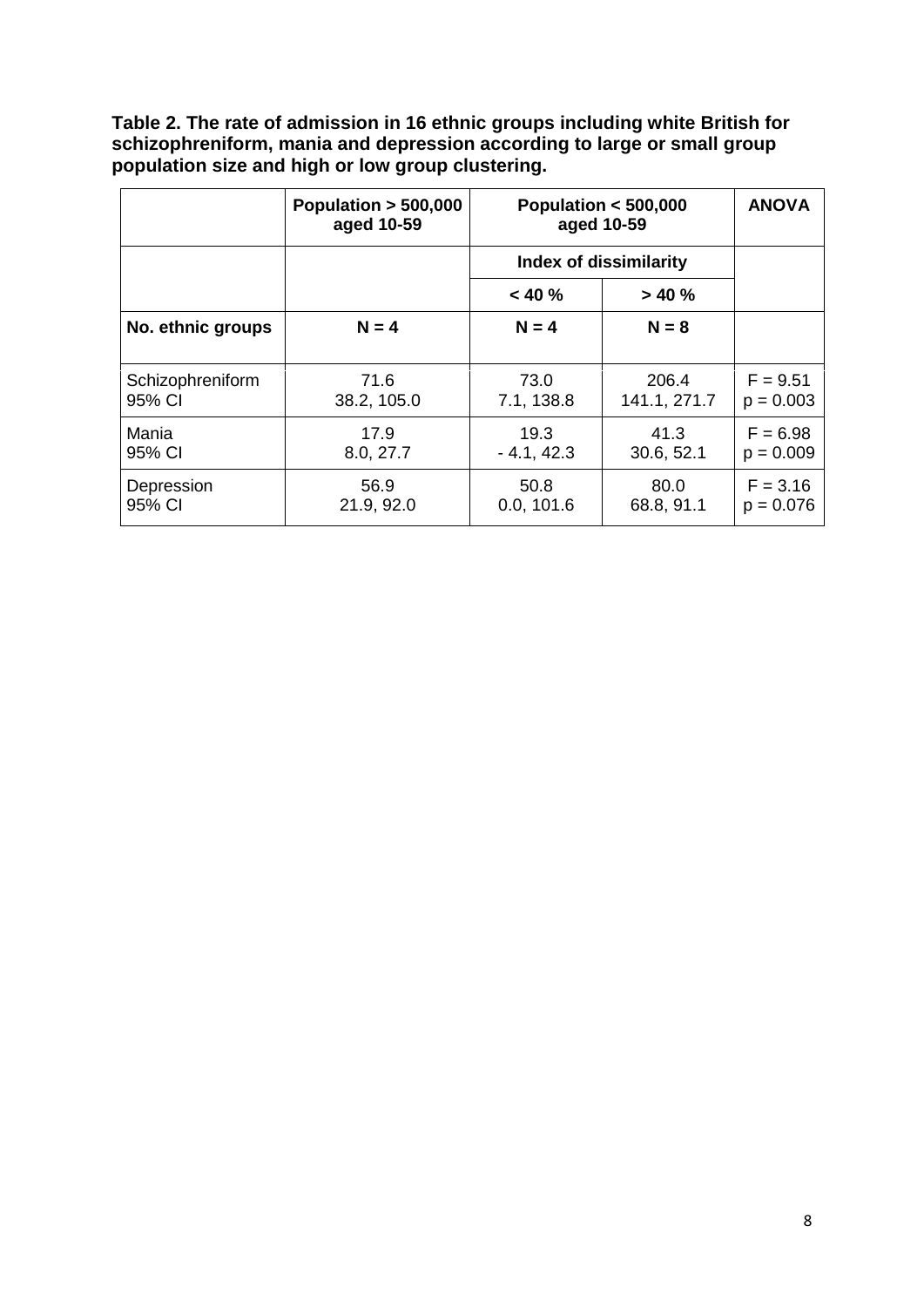**Table 2. The rate of admission in 16 ethnic groups including white British for schizophreniform, mania and depression according to large or small group population size and high or low group clustering.**

| | Population > 500,000 aged 10-59 | Population < 500,000 aged 10-59 | | ANOVA |
|---|---|---|---|---|
| | | Index of dissimilarity | | |
| | | < 40 % | > 40 % | |
| **No. ethnic groups** | **N = 4** | **N = 4** | **N = 8** | |
| Schizophreniform<br>95% CI | 71.6<br>38.2, 105.0 | 73.0<br>7.1, 138.8 | 206.4<br>141.1, 271.7 | F = 9.51<br>p = 0.003 |
| Mania<br>95% CI | 17.9<br>8.0, 27.7 | 19.3<br>- 4.1, 42.3 | 41.3<br>30.6, 52.1 | F = 6.98<br>p = 0.009 |
| Depression<br>95% CI | 56.9<br>21.9, 92.0 | 50.8<br>0.0, 101.6 | 80.0<br>68.8, 91.1 | F = 3.16<br>p = 0.076 |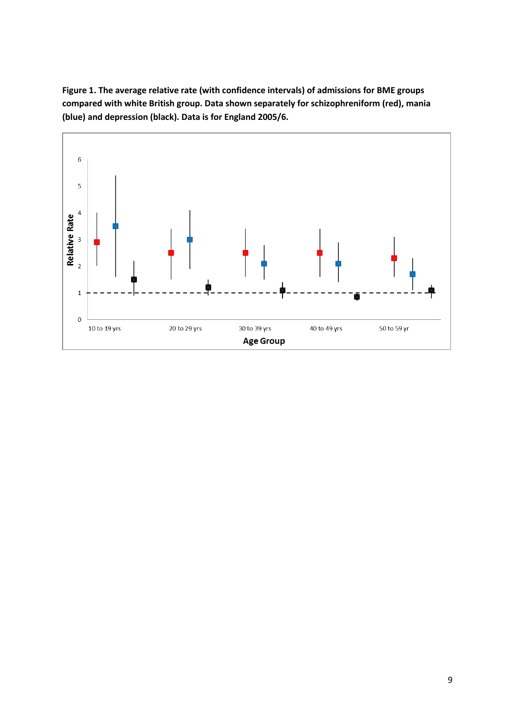**Figure 1. The average relative rate (with confidence intervals) of admissions for BME groups compared with white British group. Data shown separately for schizophreniform (red), mania (blue) and depression (black). Data is for England 2005/6.**

Relative Rate

6

5

4

3

2

1

0

10 to 19 yrs

20 to 29 yrs

30 to 39 yrs

40 to 49 yrs

50 to 59 yr

Age Group